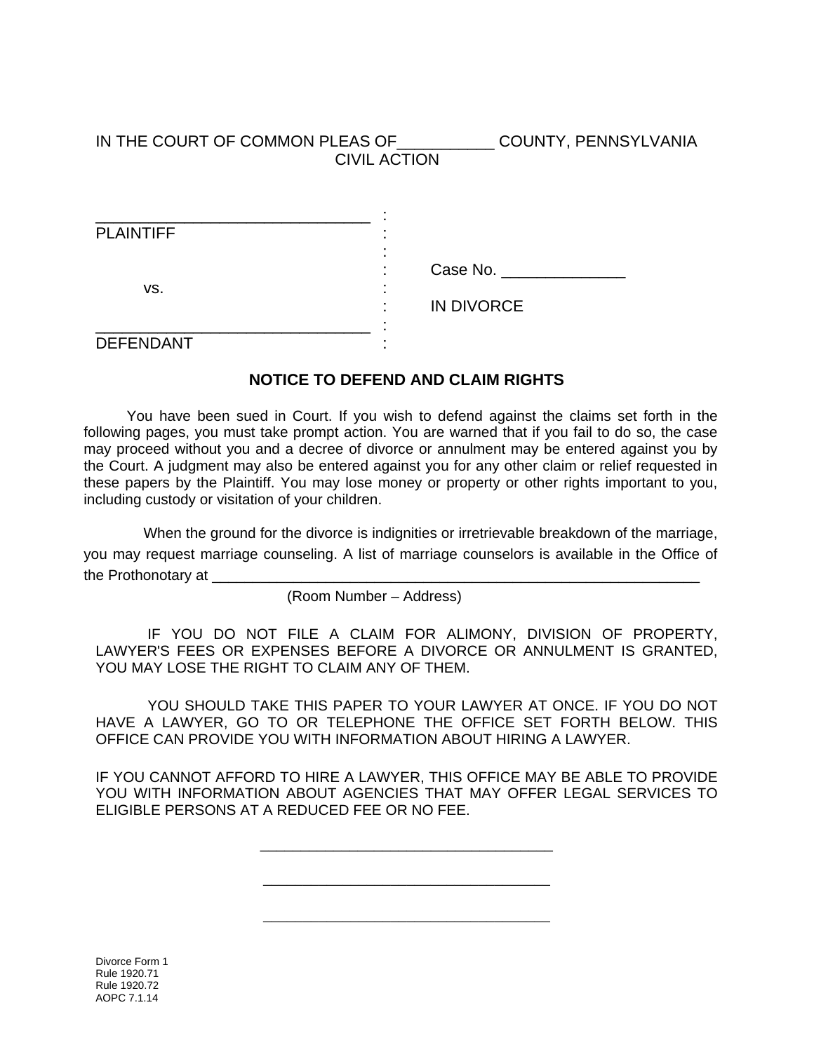IN THE COURT OF COMMON PLEAS OF___________ COUNTY, PENNSYLVANIA
CIVIL ACTION

| | | |
|---|---|---|
| ________________________________ | : | |
| PLAINTIFF | : | |
| | : | |
| | : | Case No. ______________ |
| vs. | : | |
| | : | IN DIVORCE |
| ________________________________ | : | |
| DEFENDANT | : | |

**NOTICE TO DEFEND AND CLAIM RIGHTS**

You have been sued in Court. If you wish to defend against the claims set forth in the following pages, you must take prompt action. You are warned that if you fail to do so, the case may proceed without you and a decree of divorce or annulment may be entered against you by the Court. A judgment may also be entered against you for any other claim or relief requested in these papers by the Plaintiff. You may lose money or property or other rights important to you, including custody or visitation of your children.

When the ground for the divorce is indignities or irretrievable breakdown of the marriage, you may request marriage counseling. A list of marriage counselors is available in the Office of the Prothonotary at ______________________________________________________________
(Room Number – Address)

IF YOU DO NOT FILE A CLAIM FOR ALIMONY, DIVISION OF PROPERTY, LAWYER'S FEES OR EXPENSES BEFORE A DIVORCE OR ANNULMENT IS GRANTED, YOU MAY LOSE THE RIGHT TO CLAIM ANY OF THEM.

YOU SHOULD TAKE THIS PAPER TO YOUR LAWYER AT ONCE. IF YOU DO NOT HAVE A LAWYER, GO TO OR TELEPHONE THE OFFICE SET FORTH BELOW. THIS OFFICE CAN PROVIDE YOU WITH INFORMATION ABOUT HIRING A LAWYER.

IF YOU CANNOT AFFORD TO HIRE A LAWYER, THIS OFFICE MAY BE ABLE TO PROVIDE YOU WITH INFORMATION ABOUT AGENCIES THAT MAY OFFER LEGAL SERVICES TO ELIGIBLE PERSONS AT A REDUCED FEE OR NO FEE.

____________________________________

____________________________________

____________________________________

Divorce Form 1
Rule 1920.71
Rule 1920.72
AOPC 7.1.14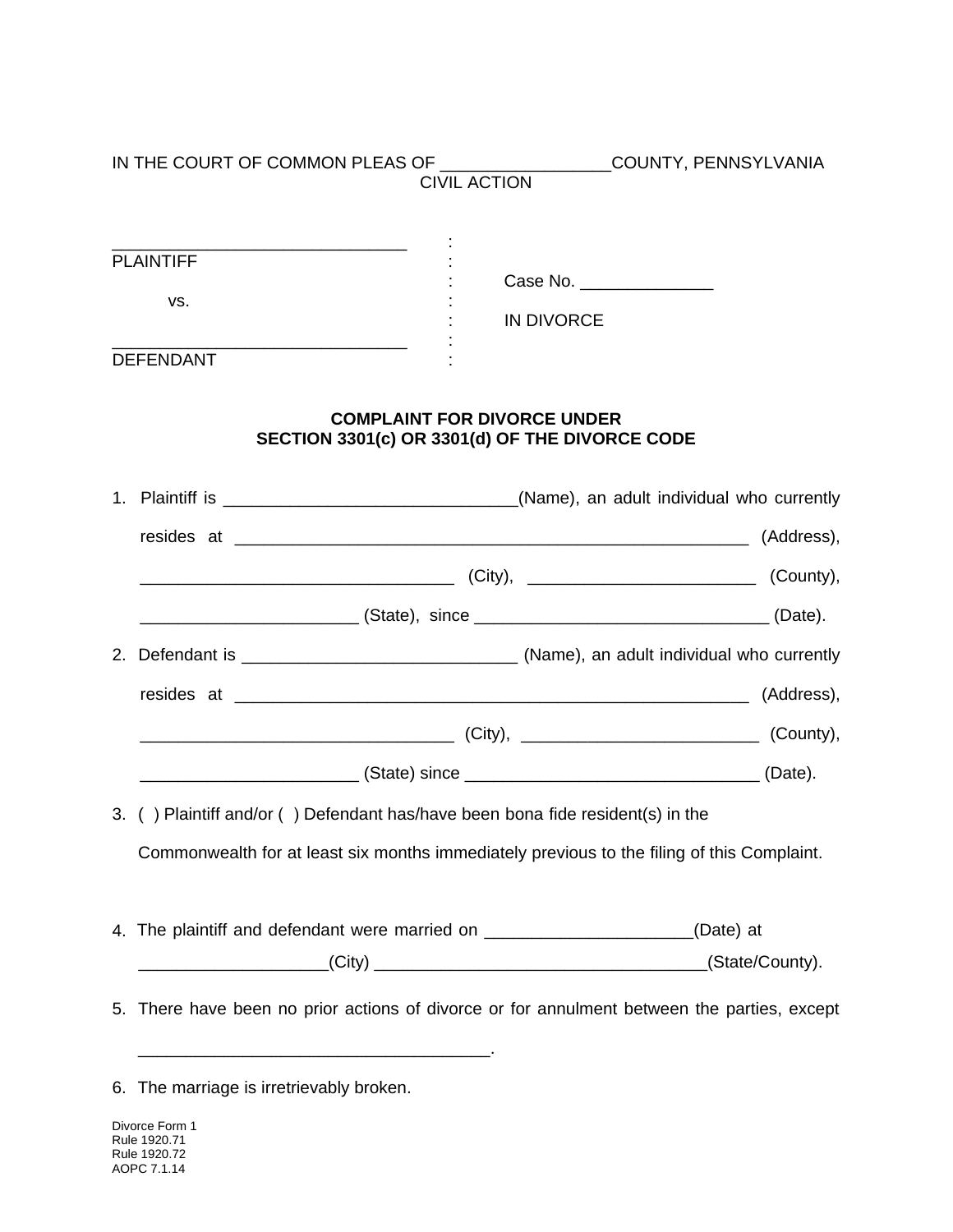IN THE COURT OF COMMON PLEAS OF _________________COUNTY, PENNSYLVANIA
CIVIL ACTION

| | | |
|---|---|---|
| ______________________________ | : | |
| PLAINTIFF | : | |
| | : | Case No. ______________ |
| vs. | : | |
| | : | IN DIVORCE |
| ______________________________ | : | |
| DEFENDANT | : | |

**COMPLAINT FOR DIVORCE UNDER
SECTION 3301(c) OR 3301(d) OF THE DIVORCE CODE**

1. Plaintiff is ______________________________(Name), an adult individual who currently resides at ____________________________________________________ (Address), ________________________________ (City), _______________________ (County), ______________________ (State), since ______________________________ (Date).

2. Defendant is ____________________________ (Name), an adult individual who currently resides at ____________________________________________________ (Address), ________________________________ (City), ________________________ (County), ______________________ (State) since ______________________________ (Date).

3. ( ) Plaintiff and/or ( ) Defendant has/have been bona fide resident(s) in the Commonwealth for at least six months immediately previous to the filing of this Complaint.

4. The plaintiff and defendant were married on _____________________(Date) at ___________________(City) ___________________________________(State/County).

5. There have been no prior actions of divorce or for annulment between the parties, except ____________________________________.

6. The marriage is irretrievably broken.

Divorce Form 1
Rule 1920.71
Rule 1920.72
AOPC 7.1.14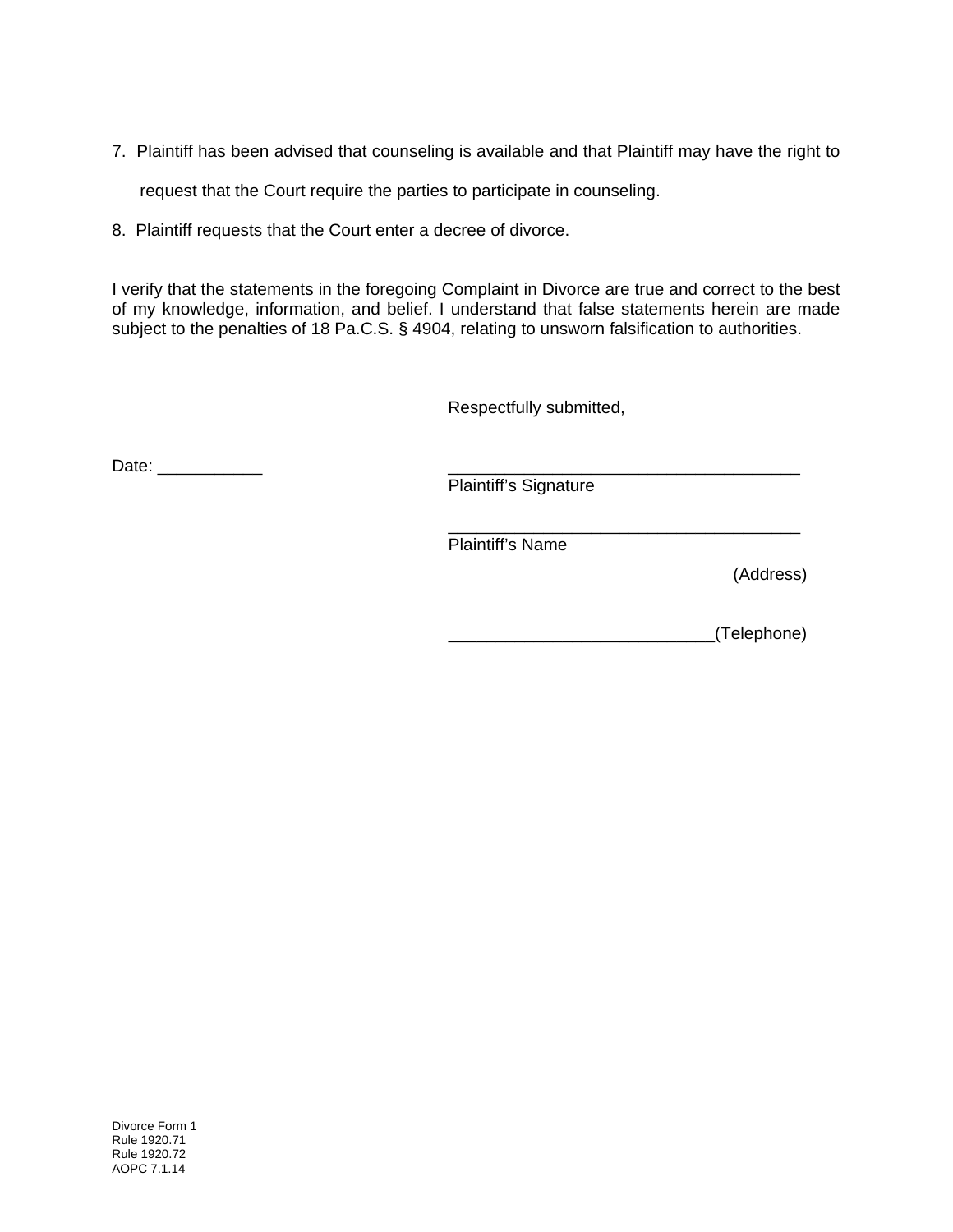7. Plaintiff has been advised that counseling is available and that Plaintiff may have the right to request that the Court require the parties to participate in counseling.

8. Plaintiff requests that the Court enter a decree of divorce.

I verify that the statements in the foregoing Complaint in Divorce are true and correct to the best of my knowledge, information, and belief. I understand that false statements herein are made subject to the penalties of 18 Pa.C.S. § 4904, relating to unsworn falsification to authorities.

Respectfully submitted,

Date: ___________

______________________________________
Plaintiff's Signature

______________________________________
Plaintiff's Name

(Address)

___________________________(Telephone)

Divorce Form 1
Rule 1920.71
Rule 1920.72
AOPC 7.1.14